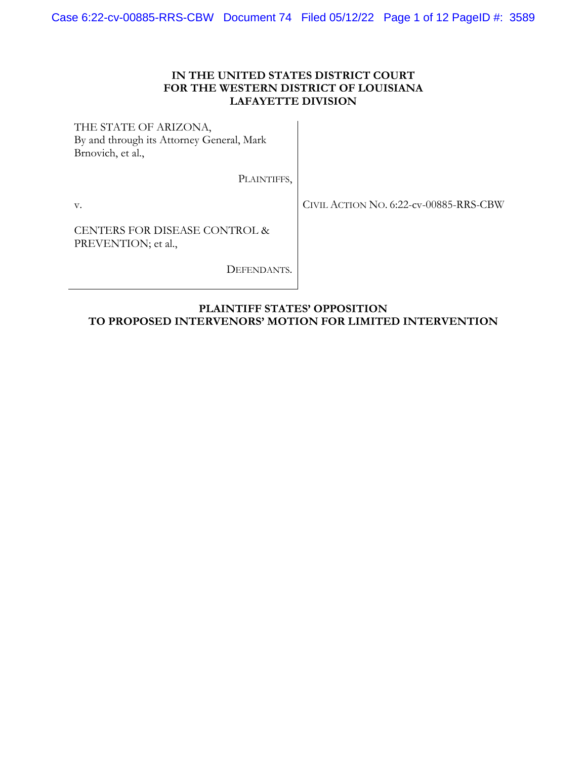**IN THE UNITED STATES DISTRICT COURT**
**FOR THE WESTERN DISTRICT OF LOUISIANA**
**LAFAYETTE DIVISION**

| | |
|---|---|
| THE STATE OF ARIZONA, By and through its Attorney General, Mark Brnovich, et al., | |
| PLAINTIFFS, | |
| v. | CIVIL ACTION NO. 6:22-cv-00885-RRS-CBW |
| CENTERS FOR DISEASE CONTROL & PREVENTION; et al., | |
| DEFENDANTS. | |

**PLAINTIFF STATES' OPPOSITION**
**TO PROPOSED INTERVENORS' MOTION FOR LIMITED INTERVENTION**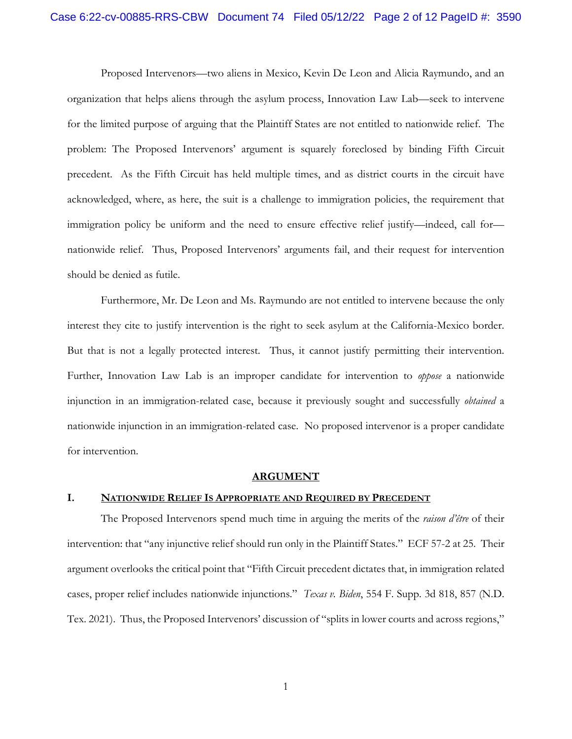Proposed Intervenors—two aliens in Mexico, Kevin De Leon and Alicia Raymundo, and an organization that helps aliens through the asylum process, Innovation Law Lab—seek to intervene for the limited purpose of arguing that the Plaintiff States are not entitled to nationwide relief. The problem: The Proposed Intervenors' argument is squarely foreclosed by binding Fifth Circuit precedent. As the Fifth Circuit has held multiple times, and as district courts in the circuit have acknowledged, where, as here, the suit is a challenge to immigration policies, the requirement that immigration policy be uniform and the need to ensure effective relief justify—indeed, call for—nationwide relief. Thus, Proposed Intervenors' arguments fail, and their request for intervention should be denied as futile.

Furthermore, Mr. De Leon and Ms. Raymundo are not entitled to intervene because the only interest they cite to justify intervention is the right to seek asylum at the California-Mexico border. But that is not a legally protected interest. Thus, it cannot justify permitting their intervention. Further, Innovation Law Lab is an improper candidate for intervention to *oppose* a nationwide injunction in an immigration-related case, because it previously sought and successfully *obtained* a nationwide injunction in an immigration-related case. No proposed intervenor is a proper candidate for intervention.

## ARGUMENT

### I. Nationwide Relief Is Appropriate and Required by Precedent

The Proposed Intervenors spend much time in arguing the merits of the *raison d'être* of their intervention: that "any injunctive relief should run only in the Plaintiff States." ECF 57-2 at 25. Their argument overlooks the critical point that "Fifth Circuit precedent dictates that, in immigration related cases, proper relief includes nationwide injunctions." *Texas v. Biden*, 554 F. Supp. 3d 818, 857 (N.D. Tex. 2021). Thus, the Proposed Intervenors' discussion of "splits in lower courts and across regions,"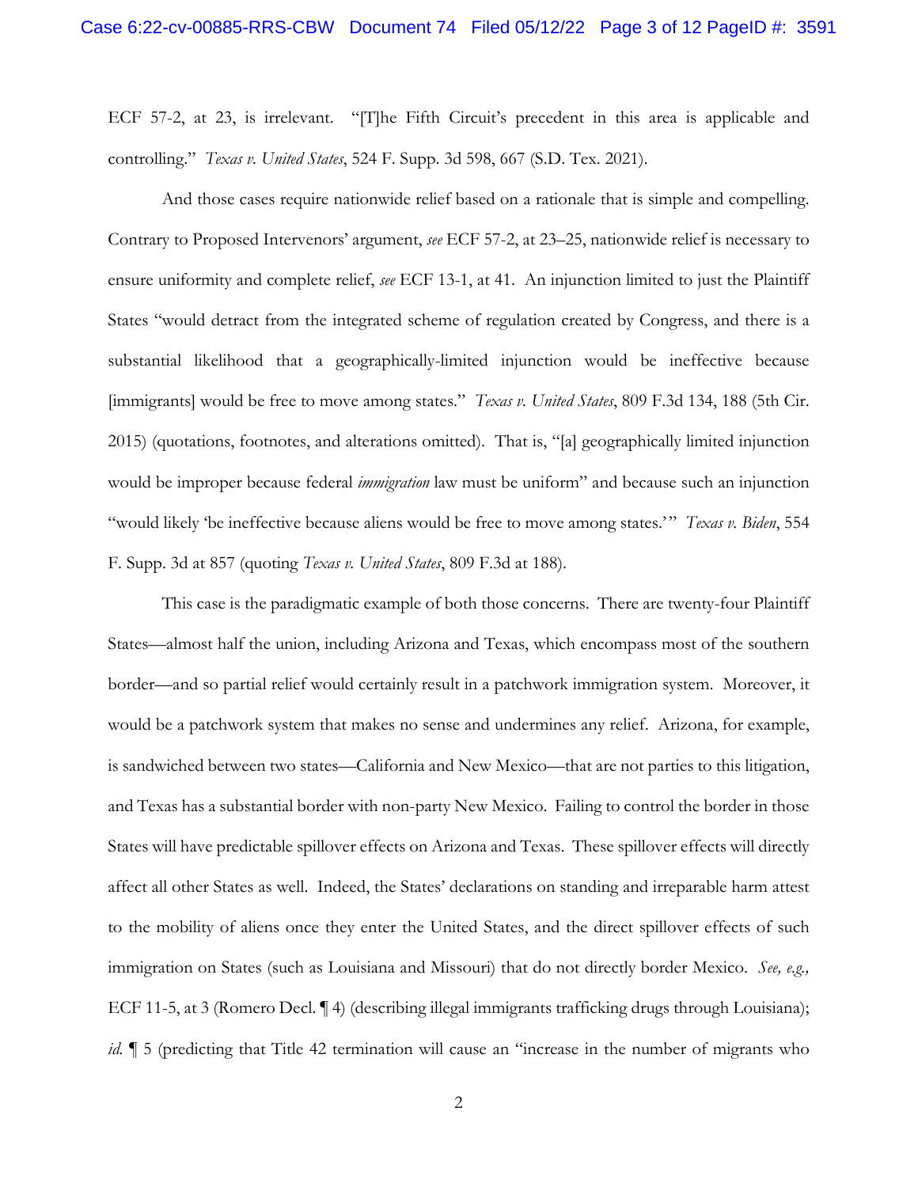ECF 57-2, at 23, is irrelevant. "[T]he Fifth Circuit's precedent in this area is applicable and controlling." *Texas v. United States*, 524 F. Supp. 3d 598, 667 (S.D. Tex. 2021).

And those cases require nationwide relief based on a rationale that is simple and compelling. Contrary to Proposed Intervenors' argument, *see* ECF 57-2, at 23–25, nationwide relief is necessary to ensure uniformity and complete relief, *see* ECF 13-1, at 41. An injunction limited to just the Plaintiff States "would detract from the integrated scheme of regulation created by Congress, and there is a substantial likelihood that a geographically-limited injunction would be ineffective because [immigrants] would be free to move among states." *Texas v. United States*, 809 F.3d 134, 188 (5th Cir. 2015) (quotations, footnotes, and alterations omitted). That is, "[a] geographically limited injunction would be improper because federal *immigration* law must be uniform" and because such an injunction "would likely 'be ineffective because aliens would be free to move among states.'" *Texas v. Biden*, 554 F. Supp. 3d at 857 (quoting *Texas v. United States*, 809 F.3d at 188).

This case is the paradigmatic example of both those concerns. There are twenty-four Plaintiff States—almost half the union, including Arizona and Texas, which encompass most of the southern border—and so partial relief would certainly result in a patchwork immigration system. Moreover, it would be a patchwork system that makes no sense and undermines any relief. Arizona, for example, is sandwiched between two states—California and New Mexico—that are not parties to this litigation, and Texas has a substantial border with non-party New Mexico. Failing to control the border in those States will have predictable spillover effects on Arizona and Texas. These spillover effects will directly affect all other States as well. Indeed, the States' declarations on standing and irreparable harm attest to the mobility of aliens once they enter the United States, and the direct spillover effects of such immigration on States (such as Louisiana and Missouri) that do not directly border Mexico. *See, e.g.,* ECF 11-5, at 3 (Romero Decl. ¶ 4) (describing illegal immigrants trafficking drugs through Louisiana); *id.* ¶ 5 (predicting that Title 42 termination will cause an "increase in the number of migrants who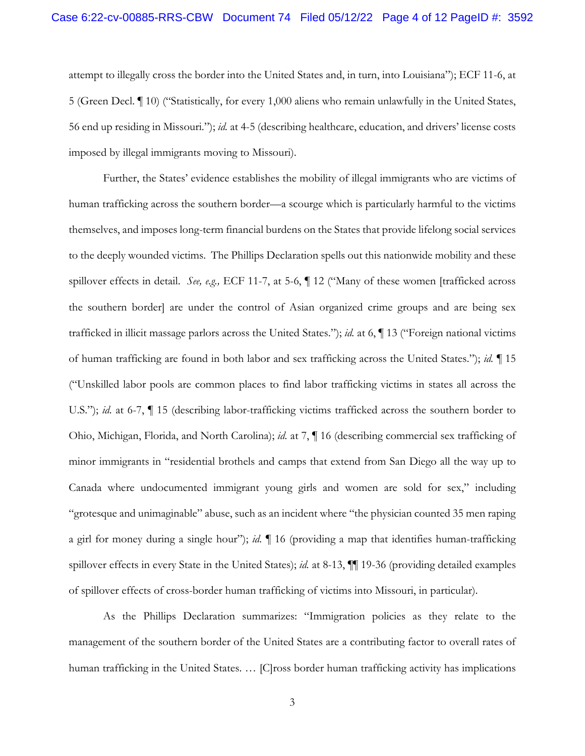attempt to illegally cross the border into the United States and, in turn, into Louisiana"); ECF 11-6, at 5 (Green Decl. ¶ 10) ("Statistically, for every 1,000 aliens who remain unlawfully in the United States, 56 end up residing in Missouri."); *id.* at 4-5 (describing healthcare, education, and drivers' license costs imposed by illegal immigrants moving to Missouri).

Further, the States' evidence establishes the mobility of illegal immigrants who are victims of human trafficking across the southern border—a scourge which is particularly harmful to the victims themselves, and imposes long-term financial burdens on the States that provide lifelong social services to the deeply wounded victims. The Phillips Declaration spells out this nationwide mobility and these spillover effects in detail. *See, e.g.,* ECF 11-7, at 5-6, ¶ 12 ("Many of these women [trafficked across the southern border] are under the control of Asian organized crime groups and are being sex trafficked in illicit massage parlors across the United States."); *id.* at 6, ¶ 13 ("Foreign national victims of human trafficking are found in both labor and sex trafficking across the United States."); *id.* ¶ 15 ("Unskilled labor pools are common places to find labor trafficking victims in states all across the U.S."); *id.* at 6-7, ¶ 15 (describing labor-trafficking victims trafficked across the southern border to Ohio, Michigan, Florida, and North Carolina); *id.* at 7, ¶ 16 (describing commercial sex trafficking of minor immigrants in "residential brothels and camps that extend from San Diego all the way up to Canada where undocumented immigrant young girls and women are sold for sex," including "grotesque and unimaginable" abuse, such as an incident where "the physician counted 35 men raping a girl for money during a single hour"); *id.* ¶ 16 (providing a map that identifies human-trafficking spillover effects in every State in the United States); *id.* at 8-13, ¶¶ 19-36 (providing detailed examples of spillover effects of cross-border human trafficking of victims into Missouri, in particular).

As the Phillips Declaration summarizes: "Immigration policies as they relate to the management of the southern border of the United States are a contributing factor to overall rates of human trafficking in the United States. … [C]ross border human trafficking activity has implications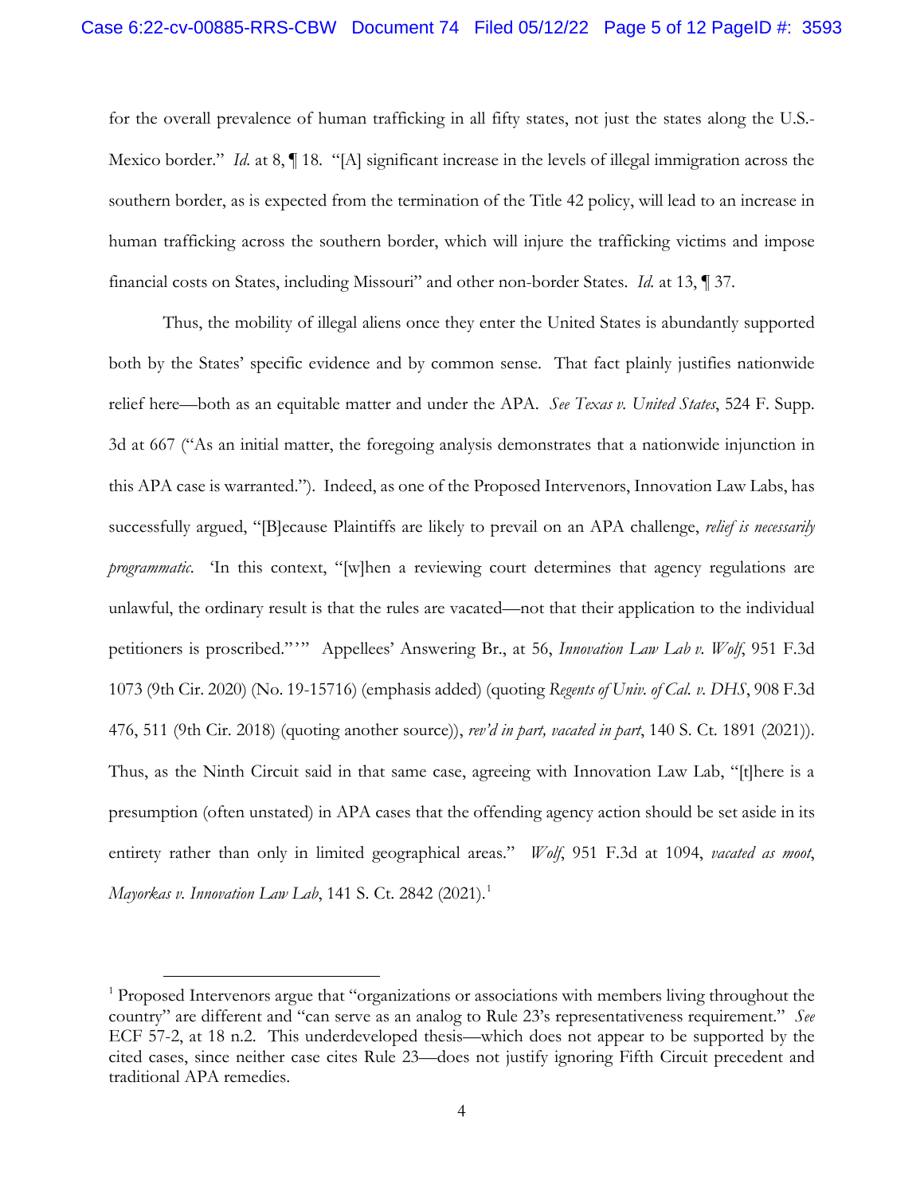for the overall prevalence of human trafficking in all fifty states, not just the states along the U.S.-Mexico border." *Id.* at 8, ¶ 18. "[A] significant increase in the levels of illegal immigration across the southern border, as is expected from the termination of the Title 42 policy, will lead to an increase in human trafficking across the southern border, which will injure the trafficking victims and impose financial costs on States, including Missouri" and other non-border States. *Id.* at 13, ¶ 37.

Thus, the mobility of illegal aliens once they enter the United States is abundantly supported both by the States' specific evidence and by common sense. That fact plainly justifies nationwide relief here—both as an equitable matter and under the APA. *See Texas v. United States*, 524 F. Supp. 3d at 667 ("As an initial matter, the foregoing analysis demonstrates that a nationwide injunction in this APA case is warranted."). Indeed, as one of the Proposed Intervenors, Innovation Law Labs, has successfully argued, "[B]ecause Plaintiffs are likely to prevail on an APA challenge, *relief is necessarily programmatic*. 'In this context, "[w]hen a reviewing court determines that agency regulations are unlawful, the ordinary result is that the rules are vacated—not that their application to the individual petitioners is proscribed."'" Appellees' Answering Br., at 56, *Innovation Law Lab v. Wolf*, 951 F.3d 1073 (9th Cir. 2020) (No. 19-15716) (emphasis added) (quoting *Regents of Univ. of Cal. v. DHS*, 908 F.3d 476, 511 (9th Cir. 2018) (quoting another source)), *rev'd in part, vacated in part*, 140 S. Ct. 1891 (2021)). Thus, as the Ninth Circuit said in that same case, agreeing with Innovation Law Lab, "[t]here is a presumption (often unstated) in APA cases that the offending agency action should be set aside in its entirety rather than only in limited geographical areas." *Wolf*, 951 F.3d at 1094, *vacated as moot*, *Mayorkas v. Innovation Law Lab*, 141 S. Ct. 2842 (2021).[1]

[1] Proposed Intervenors argue that "organizations or associations with members living throughout the country" are different and "can serve as an analog to Rule 23's representativeness requirement." *See* ECF 57-2, at 18 n.2. This underdeveloped thesis—which does not appear to be supported by the cited cases, since neither case cites Rule 23—does not justify ignoring Fifth Circuit precedent and traditional APA remedies.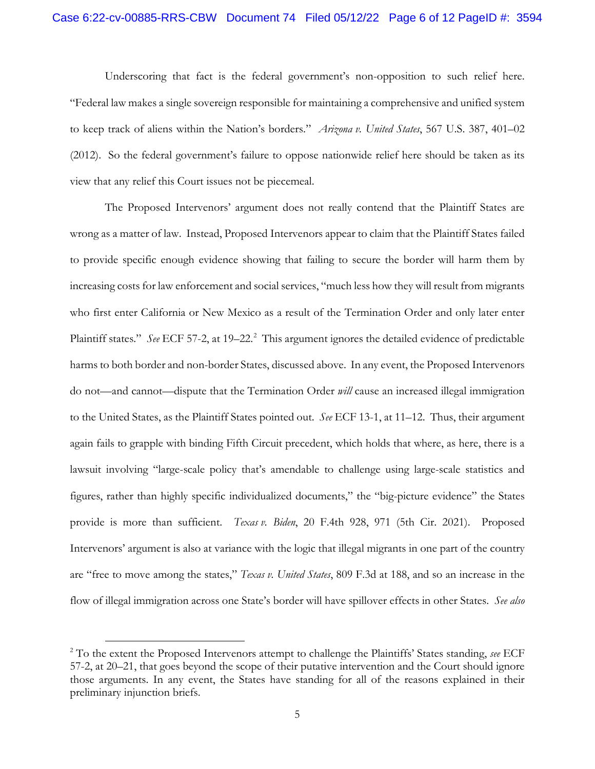Underscoring that fact is the federal government's non-opposition to such relief here. "Federal law makes a single sovereign responsible for maintaining a comprehensive and unified system to keep track of aliens within the Nation's borders." *Arizona v. United States*, 567 U.S. 387, 401–02 (2012). So the federal government's failure to oppose nationwide relief here should be taken as its view that any relief this Court issues not be piecemeal.

The Proposed Intervenors' argument does not really contend that the Plaintiff States are wrong as a matter of law. Instead, Proposed Intervenors appear to claim that the Plaintiff States failed to provide specific enough evidence showing that failing to secure the border will harm them by increasing costs for law enforcement and social services, "much less how they will result from migrants who first enter California or New Mexico as a result of the Termination Order and only later enter Plaintiff states." *See* ECF 57-2, at 19–22.[2] This argument ignores the detailed evidence of predictable harms to both border and non-border States, discussed above. In any event, the Proposed Intervenors do not—and cannot—dispute that the Termination Order *will* cause an increased illegal immigration to the United States, as the Plaintiff States pointed out. *See* ECF 13-1, at 11–12. Thus, their argument again fails to grapple with binding Fifth Circuit precedent, which holds that where, as here, there is a lawsuit involving "large-scale policy that's amendable to challenge using large-scale statistics and figures, rather than highly specific individualized documents," the "big-picture evidence" the States provide is more than sufficient. *Texas v. Biden*, 20 F.4th 928, 971 (5th Cir. 2021). Proposed Intervenors' argument is also at variance with the logic that illegal migrants in one part of the country are "free to move among the states," *Texas v. United States*, 809 F.3d at 188, and so an increase in the flow of illegal immigration across one State's border will have spillover effects in other States. *See also*

[2] To the extent the Proposed Intervenors attempt to challenge the Plaintiffs' States standing, *see* ECF 57-2, at 20–21, that goes beyond the scope of their putative intervention and the Court should ignore those arguments. In any event, the States have standing for all of the reasons explained in their preliminary injunction briefs.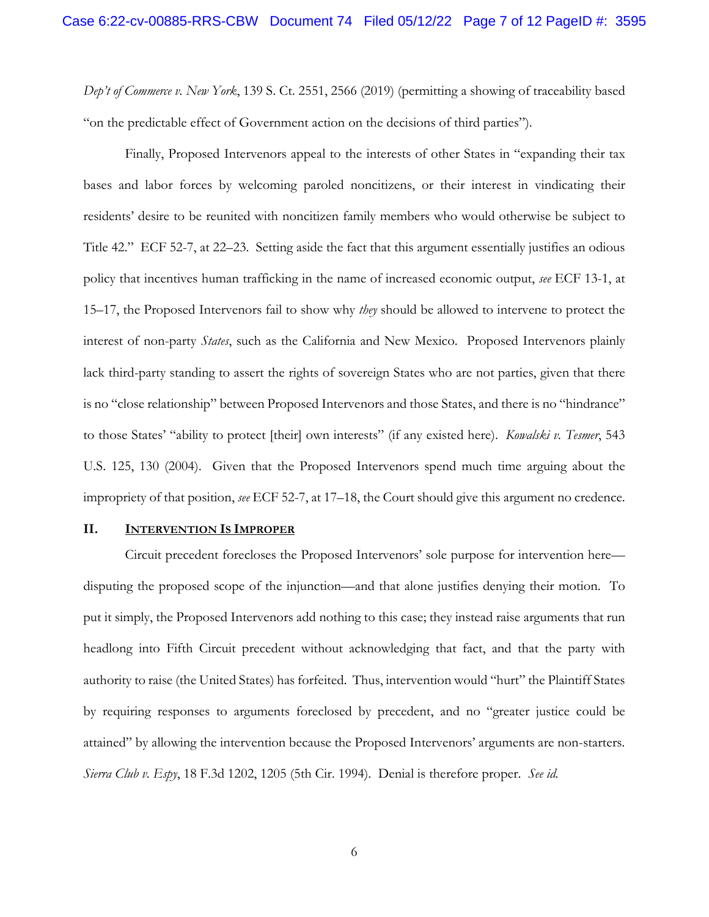*Dep't of Commerce v. New York*, 139 S. Ct. 2551, 2566 (2019) (permitting a showing of traceability based "on the predictable effect of Government action on the decisions of third parties").

Finally, Proposed Intervenors appeal to the interests of other States in "expanding their tax bases and labor forces by welcoming paroled noncitizens, or their interest in vindicating their residents' desire to be reunited with noncitizen family members who would otherwise be subject to Title 42." ECF 52-7, at 22–23. Setting aside the fact that this argument essentially justifies an odious policy that incentives human trafficking in the name of increased economic output, *see* ECF 13-1, at 15–17, the Proposed Intervenors fail to show why *they* should be allowed to intervene to protect the interest of non-party *States*, such as the California and New Mexico. Proposed Intervenors plainly lack third-party standing to assert the rights of sovereign States who are not parties, given that there is no "close relationship" between Proposed Intervenors and those States, and there is no "hindrance" to those States' "ability to protect [their] own interests" (if any existed here). *Kowalski v. Tesmer*, 543 U.S. 125, 130 (2004). Given that the Proposed Intervenors spend much time arguing about the impropriety of that position, *see* ECF 52-7, at 17–18, the Court should give this argument no credence.

## II. INTERVENTION IS IMPROPER

Circuit precedent forecloses the Proposed Intervenors' sole purpose for intervention here—disputing the proposed scope of the injunction—and that alone justifies denying their motion. To put it simply, the Proposed Intervenors add nothing to this case; they instead raise arguments that run headlong into Fifth Circuit precedent without acknowledging that fact, and that the party with authority to raise (the United States) has forfeited. Thus, intervention would "hurt" the Plaintiff States by requiring responses to arguments foreclosed by precedent, and no "greater justice could be attained" by allowing the intervention because the Proposed Intervenors' arguments are non-starters. *Sierra Club v. Espy*, 18 F.3d 1202, 1205 (5th Cir. 1994). Denial is therefore proper. *See id.*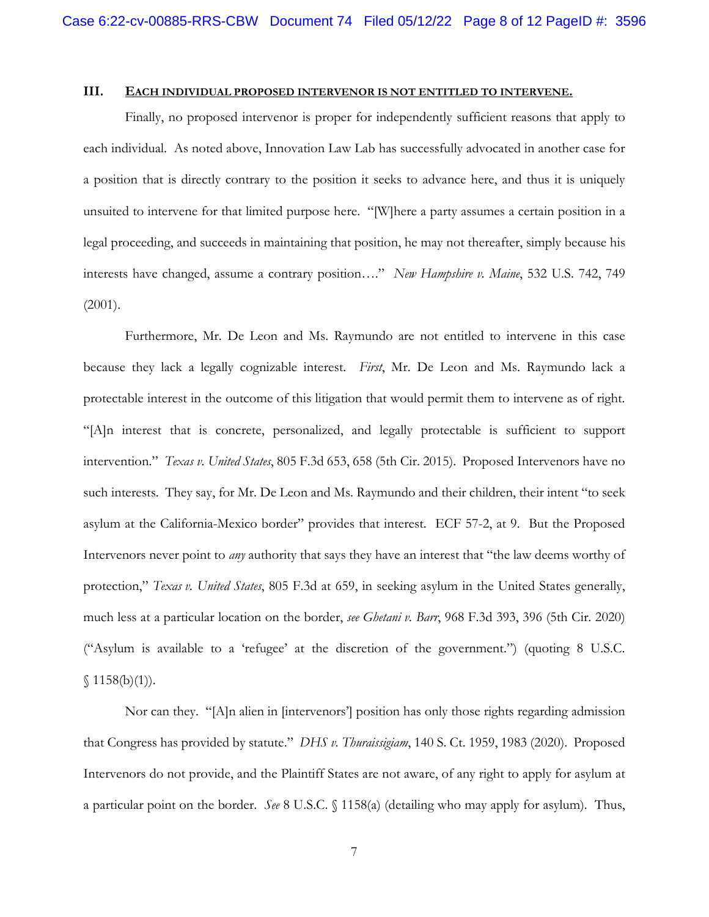### III. EACH INDIVIDUAL PROPOSED INTERVENOR IS NOT ENTITLED TO INTERVENE.

Finally, no proposed intervenor is proper for independently sufficient reasons that apply to each individual. As noted above, Innovation Law Lab has successfully advocated in another case for a position that is directly contrary to the position it seeks to advance here, and thus it is uniquely unsuited to intervene for that limited purpose here. "[W]here a party assumes a certain position in a legal proceeding, and succeeds in maintaining that position, he may not thereafter, simply because his interests have changed, assume a contrary position…." *New Hampshire v. Maine*, 532 U.S. 742, 749 (2001).

Furthermore, Mr. De Leon and Ms. Raymundo are not entitled to intervene in this case because they lack a legally cognizable interest. *First*, Mr. De Leon and Ms. Raymundo lack a protectable interest in the outcome of this litigation that would permit them to intervene as of right. "[A]n interest that is concrete, personalized, and legally protectable is sufficient to support intervention." *Texas v. United States*, 805 F.3d 653, 658 (5th Cir. 2015). Proposed Intervenors have no such interests. They say, for Mr. De Leon and Ms. Raymundo and their children, their intent "to seek asylum at the California-Mexico border" provides that interest. ECF 57-2, at 9. But the Proposed Intervenors never point to *any* authority that says they have an interest that "the law deems worthy of protection," *Texas v. United States*, 805 F.3d at 659, in seeking asylum in the United States generally, much less at a particular location on the border, *see Ghetani v. Barr*, 968 F.3d 393, 396 (5th Cir. 2020) ("Asylum is available to a 'refugee' at the discretion of the government.") (quoting 8 U.S.C. § 1158(b)(1)).

Nor can they. "[A]n alien in [intervenors'] position has only those rights regarding admission that Congress has provided by statute." *DHS v. Thuraissigiam*, 140 S. Ct. 1959, 1983 (2020). Proposed Intervenors do not provide, and the Plaintiff States are not aware, of any right to apply for asylum at a particular point on the border. *See* 8 U.S.C. § 1158(a) (detailing who may apply for asylum). Thus,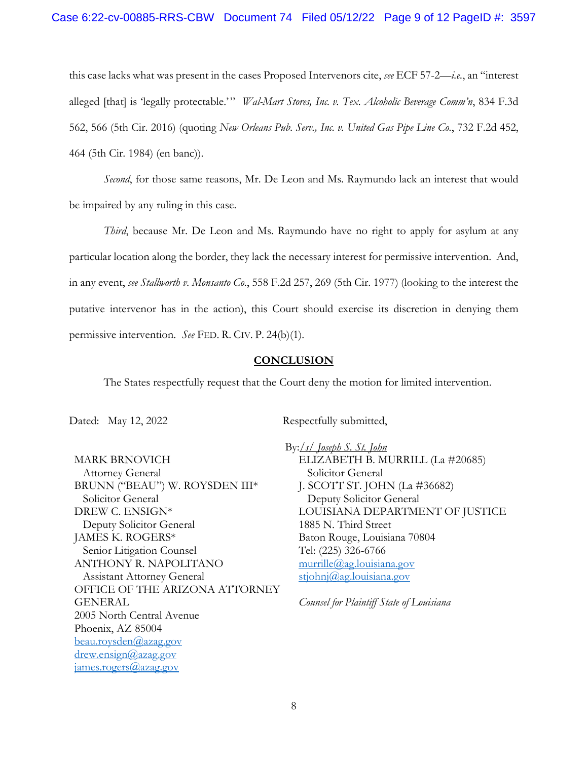this case lacks what was present in the cases Proposed Intervenors cite, *see* ECF 57-2—*i.e.*, an "interest alleged [that] is 'legally protectable.'" *Wal-Mart Stores, Inc. v. Tex. Alcoholic Beverage Comm'n*, 834 F.3d 562, 566 (5th Cir. 2016) (quoting *New Orleans Pub. Serv., Inc. v. United Gas Pipe Line Co.*, 732 F.2d 452, 464 (5th Cir. 1984) (en banc)).

*Second*, for those same reasons, Mr. De Leon and Ms. Raymundo lack an interest that would be impaired by any ruling in this case.

*Third*, because Mr. De Leon and Ms. Raymundo have no right to apply for asylum at any particular location along the border, they lack the necessary interest for permissive intervention. And, in any event, *see Stallworth v. Monsanto Co.*, 558 F.2d 257, 269 (5th Cir. 1977) (looking to the interest the putative intervenor has in the action), this Court should exercise its discretion in denying them permissive intervention. *See* FED. R. CIV. P. 24(b)(1).

## CONCLUSION

The States respectfully request that the Court deny the motion for limited intervention.

Dated: May 12, 2022

Respectfully submitted,

By: */s/ Joseph S. St. John*

ELIZABETH B. MURRILL (La #20685)
Solicitor General
J. SCOTT ST. JOHN (La #36682)
Deputy Solicitor General
LOUISIANA DEPARTMENT OF JUSTICE
1885 N. Third Street
Baton Rouge, Louisiana 70804
Tel: (225) 326-6766
murrille@ag.louisiana.gov
stjohnj@ag.louisiana.gov

*Counsel for Plaintiff State of Louisiana*

MARK BRNOVICH
Attorney General
BRUNN ("BEAU") W. ROYSDEN III*
Solicitor General
DREW C. ENSIGN*
Deputy Solicitor General
JAMES K. ROGERS*
Senior Litigation Counsel
ANTHONY R. NAPOLITANO
Assistant Attorney General
OFFICE OF THE ARIZONA ATTORNEY GENERAL
2005 North Central Avenue
Phoenix, AZ 85004
beau.roysden@azag.gov
drew.ensign@azag.gov
james.rogers@azag.gov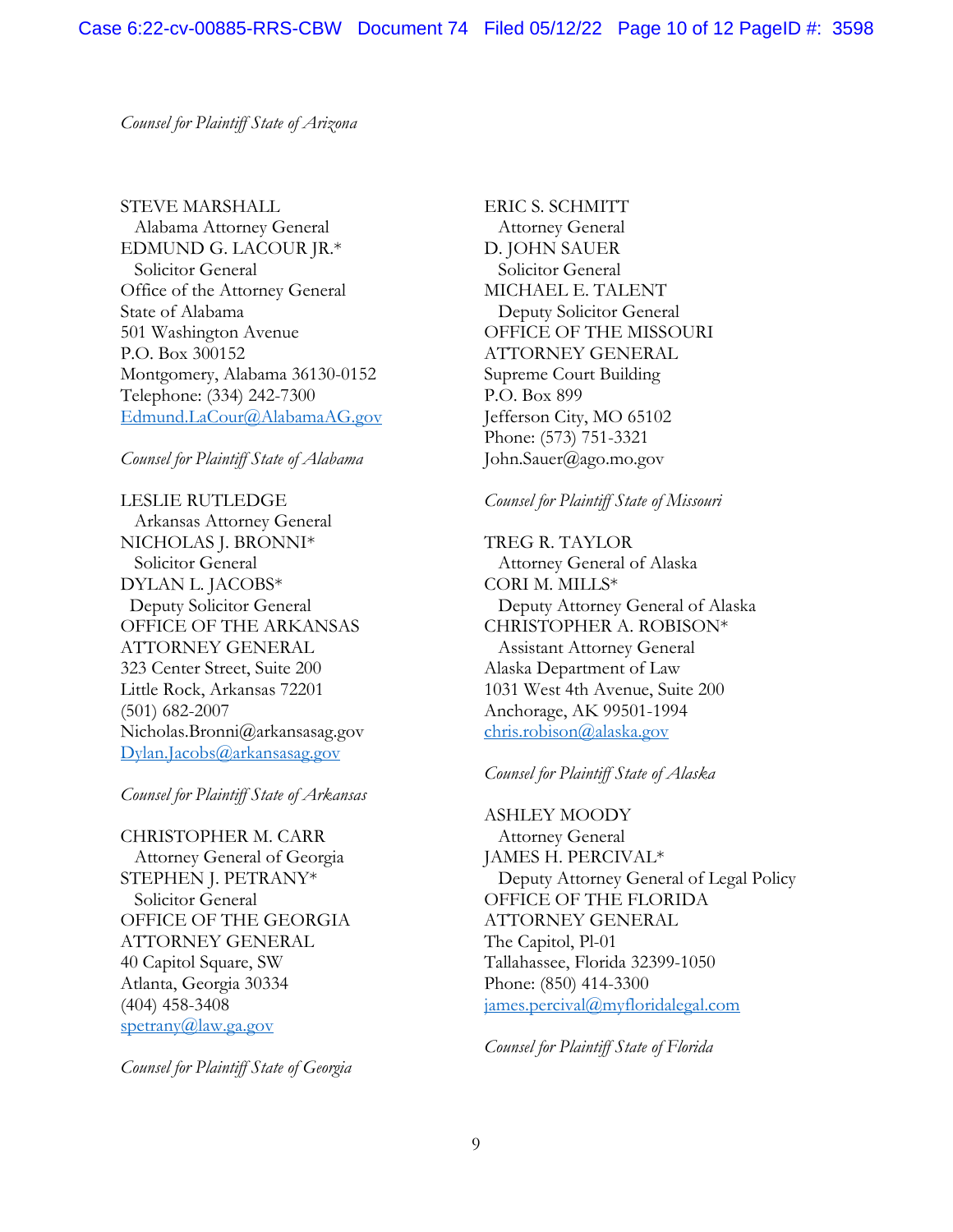*Counsel for Plaintiff State of Arizona*

STEVE MARSHALL
Alabama Attorney General
EDMUND G. LACOUR JR.*
Solicitor General
Office of the Attorney General
State of Alabama
501 Washington Avenue
P.O. Box 300152
Montgomery, Alabama 36130-0152
Telephone: (334) 242-7300
Edmund.LaCour@AlabamaAG.gov

*Counsel for Plaintiff State of Alabama*

LESLIE RUTLEDGE
Arkansas Attorney General
NICHOLAS J. BRONNI*
Solicitor General
DYLAN L. JACOBS*
Deputy Solicitor General
OFFICE OF THE ARKANSAS
ATTORNEY GENERAL
323 Center Street, Suite 200
Little Rock, Arkansas 72201
(501) 682-2007
Nicholas.Bronni@arkansasag.gov
Dylan.Jacobs@arkansasag.gov

*Counsel for Plaintiff State of Arkansas*

CHRISTOPHER M. CARR
Attorney General of Georgia
STEPHEN J. PETRANY*
Solicitor General
OFFICE OF THE GEORGIA
ATTORNEY GENERAL
40 Capitol Square, SW
Atlanta, Georgia 30334
(404) 458-3408
spetrany@law.ga.gov

*Counsel for Plaintiff State of Georgia*

ERIC S. SCHMITT
Attorney General
D. JOHN SAUER
Solicitor General
MICHAEL E. TALENT
Deputy Solicitor General
OFFICE OF THE MISSOURI
ATTORNEY GENERAL
Supreme Court Building
P.O. Box 899
Jefferson City, MO 65102
Phone: (573) 751-3321
John.Sauer@ago.mo.gov

*Counsel for Plaintiff State of Missouri*

TREG R. TAYLOR
Attorney General of Alaska
CORI M. MILLS*
Deputy Attorney General of Alaska
CHRISTOPHER A. ROBISON*
Assistant Attorney General
Alaska Department of Law
1031 West 4th Avenue, Suite 200
Anchorage, AK 99501-1994
chris.robison@alaska.gov

*Counsel for Plaintiff State of Alaska*

ASHLEY MOODY
Attorney General
JAMES H. PERCIVAL*
Deputy Attorney General of Legal Policy
OFFICE OF THE FLORIDA
ATTORNEY GENERAL
The Capitol, Pl-01
Tallahassee, Florida 32399-1050
Phone: (850) 414-3300
james.percival@myfloridalegal.com

*Counsel for Plaintiff State of Florida*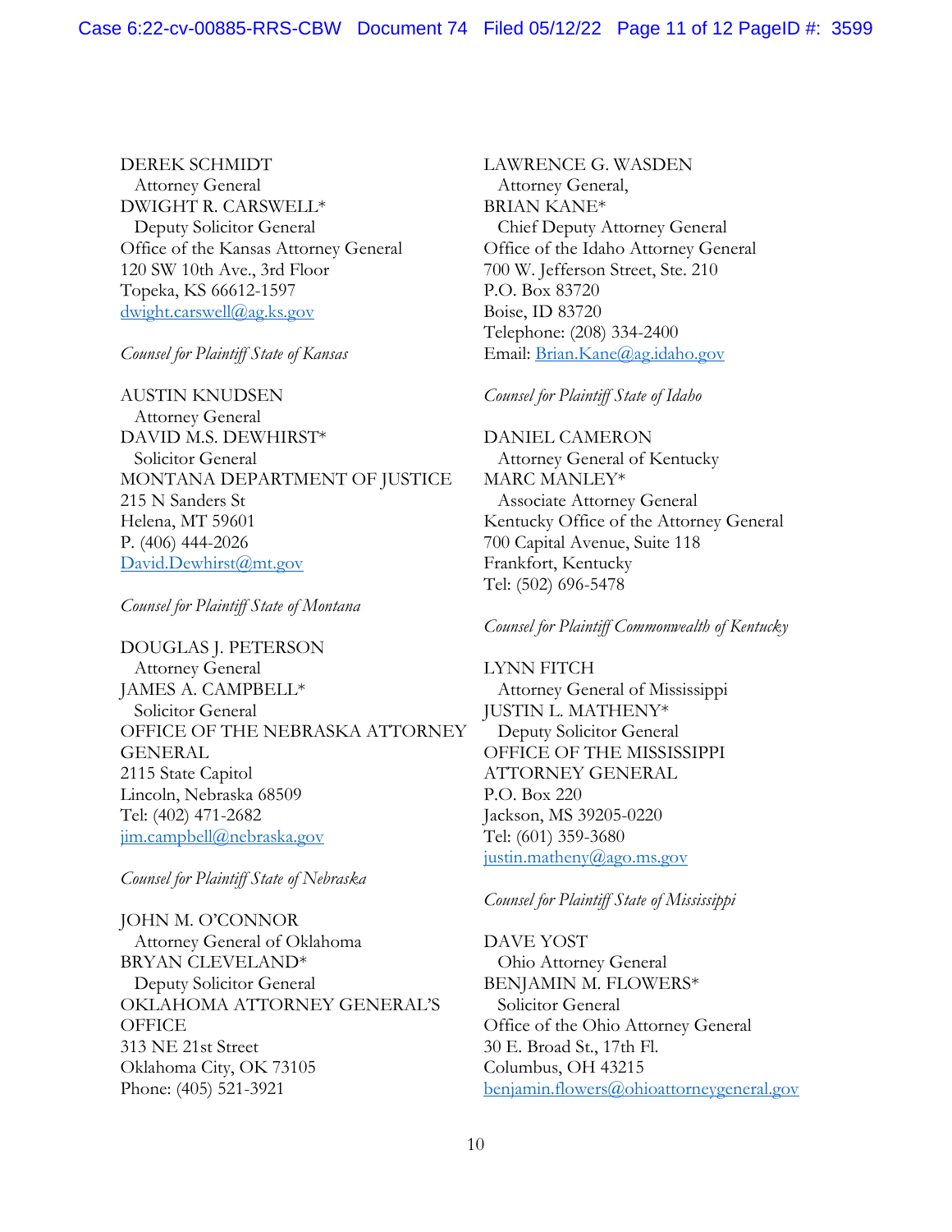DEREK SCHMIDT
  Attorney General
DWIGHT R. CARSWELL*
  Deputy Solicitor General
Office of the Kansas Attorney General
120 SW 10th Ave., 3rd Floor
Topeka, KS 66612-1597
dwight.carswell@ag.ks.gov

*Counsel for Plaintiff State of Kansas*

AUSTIN KNUDSEN
  Attorney General
DAVID M.S. DEWHIRST*
  Solicitor General
MONTANA DEPARTMENT OF JUSTICE
215 N Sanders St
Helena, MT 59601
P. (406) 444-2026
David.Dewhirst@mt.gov

*Counsel for Plaintiff State of Montana*

DOUGLAS J. PETERSON
  Attorney General
JAMES A. CAMPBELL*
  Solicitor General
OFFICE OF THE NEBRASKA ATTORNEY GENERAL
2115 State Capitol
Lincoln, Nebraska 68509
Tel: (402) 471-2682
jim.campbell@nebraska.gov

*Counsel for Plaintiff State of Nebraska*

JOHN M. O'CONNOR
  Attorney General of Oklahoma
BRYAN CLEVELAND*
  Deputy Solicitor General
OKLAHOMA ATTORNEY GENERAL'S OFFICE
313 NE 21st Street
Oklahoma City, OK 73105
Phone: (405) 521-3921

LAWRENCE G. WASDEN
  Attorney General,
BRIAN KANE*
  Chief Deputy Attorney General
Office of the Idaho Attorney General
700 W. Jefferson Street, Ste. 210
P.O. Box 83720
Boise, ID 83720
Telephone: (208) 334-2400
Email: Brian.Kane@ag.idaho.gov

*Counsel for Plaintiff State of Idaho*

DANIEL CAMERON
  Attorney General of Kentucky
MARC MANLEY*
  Associate Attorney General
Kentucky Office of the Attorney General
700 Capital Avenue, Suite 118
Frankfort, Kentucky
Tel: (502) 696-5478

*Counsel for Plaintiff Commonwealth of Kentucky*

LYNN FITCH
  Attorney General of Mississippi
JUSTIN L. MATHENY*
  Deputy Solicitor General
OFFICE OF THE MISSISSIPPI ATTORNEY GENERAL
P.O. Box 220
Jackson, MS 39205-0220
Tel: (601) 359-3680
justin.matheny@ago.ms.gov

*Counsel for Plaintiff State of Mississippi*

DAVE YOST
  Ohio Attorney General
BENJAMIN M. FLOWERS*
  Solicitor General
Office of the Ohio Attorney General
30 E. Broad St., 17th Fl.
Columbus, OH 43215
benjamin.flowers@ohioattorneygeneral.gov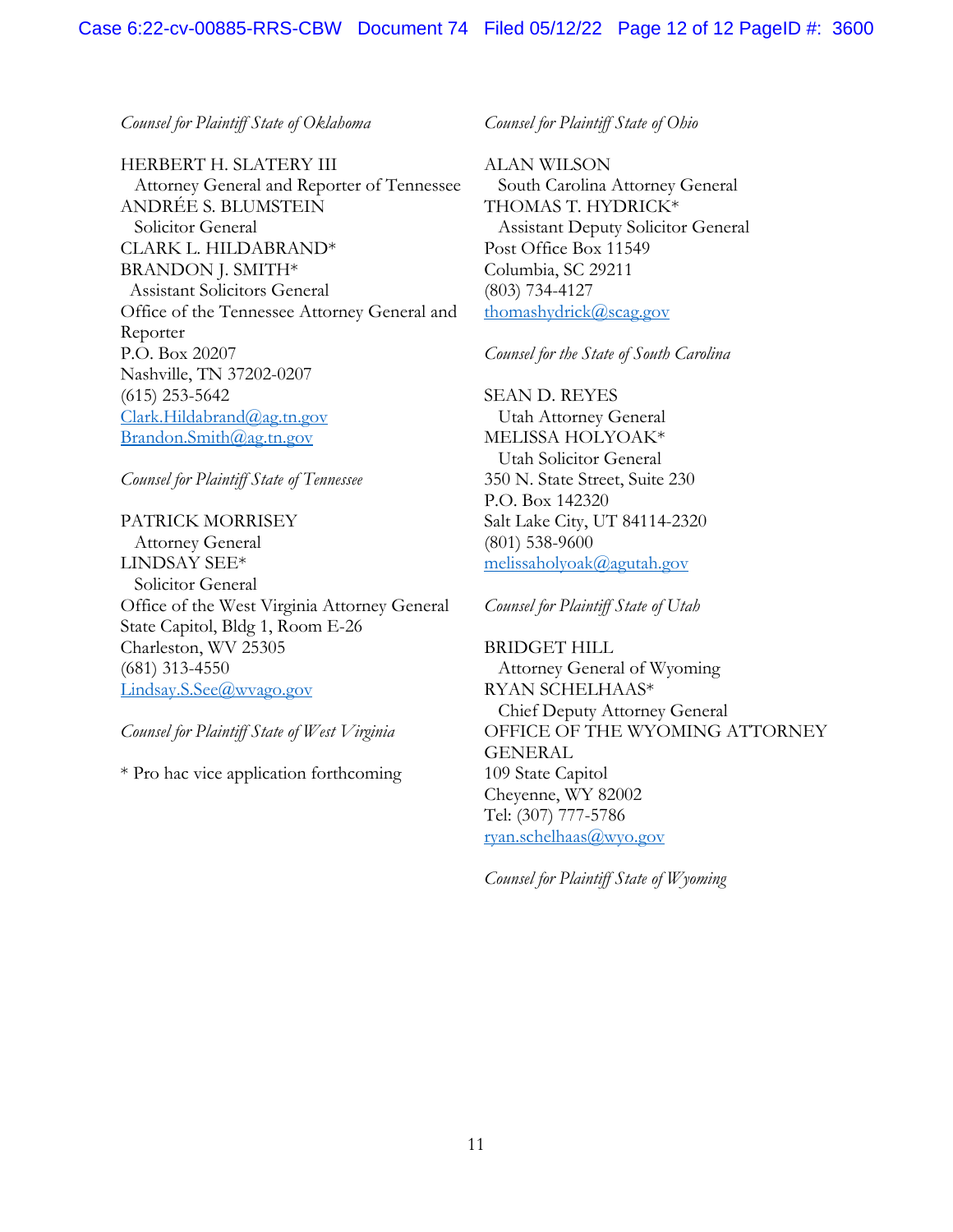*Counsel for Plaintiff State of Oklahoma*

HERBERT H. SLATERY III
Attorney General and Reporter of Tennessee
ANDRÉE S. BLUMSTEIN
Solicitor General
CLARK L. HILDABRAND*
BRANDON J. SMITH*
Assistant Solicitors General
Office of the Tennessee Attorney General and Reporter
P.O. Box 20207
Nashville, TN 37202-0207
(615) 253-5642
Clark.Hildabrand@ag.tn.gov
Brandon.Smith@ag.tn.gov

*Counsel for Plaintiff State of Tennessee*

PATRICK MORRISEY
Attorney General
LINDSAY SEE*
Solicitor General
Office of the West Virginia Attorney General
State Capitol, Bldg 1, Room E-26
Charleston, WV 25305
(681) 313-4550
Lindsay.S.See@wvago.gov

*Counsel for Plaintiff State of West Virginia*

* Pro hac vice application forthcoming

*Counsel for Plaintiff State of Ohio*

ALAN WILSON
South Carolina Attorney General
THOMAS T. HYDRICK*
Assistant Deputy Solicitor General
Post Office Box 11549
Columbia, SC 29211
(803) 734-4127
thomashydrick@scag.gov

*Counsel for the State of South Carolina*

SEAN D. REYES
Utah Attorney General
MELISSA HOLYOAK*
Utah Solicitor General
350 N. State Street, Suite 230
P.O. Box 142320
Salt Lake City, UT 84114-2320
(801) 538-9600
melissaholyoak@agutah.gov

*Counsel for Plaintiff State of Utah*

BRIDGET HILL
Attorney General of Wyoming
RYAN SCHELHAAS*
Chief Deputy Attorney General
OFFICE OF THE WYOMING ATTORNEY GENERAL
109 State Capitol
Cheyenne, WY 82002
Tel: (307) 777-5786
ryan.schelhaas@wyo.gov

*Counsel for Plaintiff State of Wyoming*